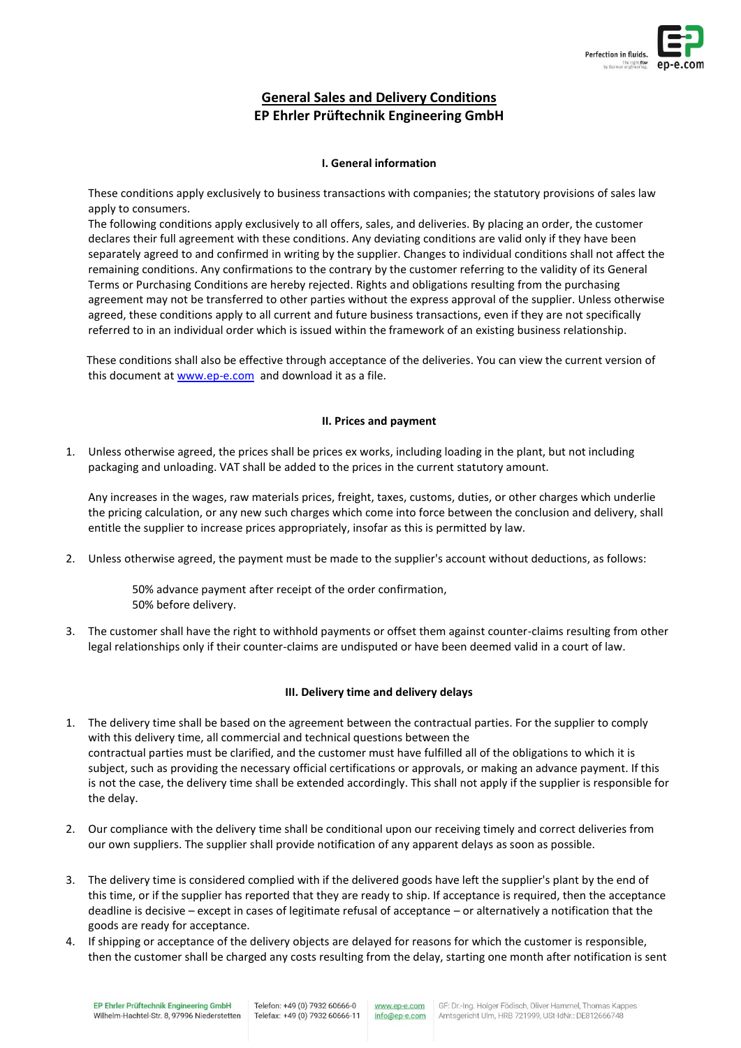# General Sales and Delivery Conditions
## EP Ehrler Prüftechnik Engineering GmbH

### I. General information

These conditions apply exclusively to business transactions with companies; the statutory provisions of sales law apply to consumers.
The following conditions apply exclusively to all offers, sales, and deliveries. By placing an order, the customer declares their full agreement with these conditions. Any deviating conditions are valid only if they have been separately agreed to and confirmed in writing by the supplier. Changes to individual conditions shall not affect the remaining conditions. Any confirmations to the contrary by the customer referring to the validity of its General Terms or Purchasing Conditions are hereby rejected. Rights and obligations resulting from the purchasing agreement may not be transferred to other parties without the express approval of the supplier. Unless otherwise agreed, these conditions apply to all current and future business transactions, even if they are not specifically referred to in an individual order which is issued within the framework of an existing business relationship.

These conditions shall also be effective through acceptance of the deliveries. You can view the current version of this document at www.ep-e.com and download it as a file.

### II. Prices and payment

1. Unless otherwise agreed, the prices shall be prices ex works, including loading in the plant, but not including packaging and unloading. VAT shall be added to the prices in the current statutory amount.

   Any increases in the wages, raw materials prices, freight, taxes, customs, duties, or other charges which underlie the pricing calculation, or any new such charges which come into force between the conclusion and delivery, shall entitle the supplier to increase prices appropriately, insofar as this is permitted by law.

2. Unless otherwise agreed, the payment must be made to the supplier's account without deductions, as follows:

   50% advance payment after receipt of the order confirmation,
   50% before delivery.

3. The customer shall have the right to withhold payments or offset them against counter-claims resulting from other legal relationships only if their counter-claims are undisputed or have been deemed valid in a court of law.

### III. Delivery time and delivery delays

1. The delivery time shall be based on the agreement between the contractual parties. For the supplier to comply with this delivery time, all commercial and technical questions between the contractual parties must be clarified, and the customer must have fulfilled all of the obligations to which it is subject, such as providing the necessary official certifications or approvals, or making an advance payment. If this is not the case, the delivery time shall be extended accordingly. This shall not apply if the supplier is responsible for the delay.

2. Our compliance with the delivery time shall be conditional upon our receiving timely and correct deliveries from our own suppliers. The supplier shall provide notification of any apparent delays as soon as possible.

3. The delivery time is considered complied with if the delivered goods have left the supplier's plant by the end of this time, or if the supplier has reported that they are ready to ship. If acceptance is required, then the acceptance deadline is decisive – except in cases of legitimate refusal of acceptance – or alternatively a notification that the goods are ready for acceptance.

4. If shipping or acceptance of the delivery objects are delayed for reasons for which the customer is responsible, then the customer shall be charged any costs resulting from the delay, starting one month after notification is sent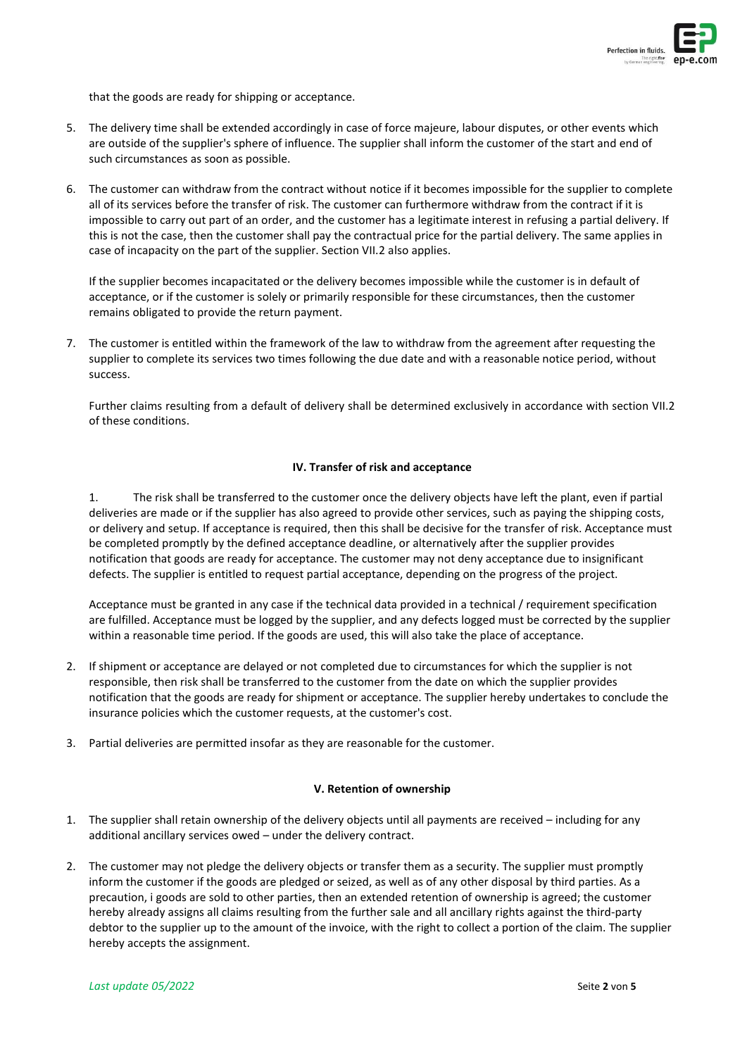that the goods are ready for shipping or acceptance.

5. The delivery time shall be extended accordingly in case of force majeure, labour disputes, or other events which are outside of the supplier's sphere of influence. The supplier shall inform the customer of the start and end of such circumstances as soon as possible.

6. The customer can withdraw from the contract without notice if it becomes impossible for the supplier to complete all of its services before the transfer of risk. The customer can furthermore withdraw from the contract if it is impossible to carry out part of an order, and the customer has a legitimate interest in refusing a partial delivery. If this is not the case, then the customer shall pay the contractual price for the partial delivery. The same applies in case of incapacity on the part of the supplier. Section VII.2 also applies.

   If the supplier becomes incapacitated or the delivery becomes impossible while the customer is in default of acceptance, or if the customer is solely or primarily responsible for these circumstances, then the customer remains obligated to provide the return payment.

7. The customer is entitled within the framework of the law to withdraw from the agreement after requesting the supplier to complete its services two times following the due date and with a reasonable notice period, without success.

   Further claims resulting from a default of delivery shall be determined exclusively in accordance with section VII.2 of these conditions.

## IV. Transfer of risk and acceptance

1. The risk shall be transferred to the customer once the delivery objects have left the plant, even if partial deliveries are made or if the supplier has also agreed to provide other services, such as paying the shipping costs, or delivery and setup. If acceptance is required, then this shall be decisive for the transfer of risk. Acceptance must be completed promptly by the defined acceptance deadline, or alternatively after the supplier provides notification that goods are ready for acceptance. The customer may not deny acceptance due to insignificant defects. The supplier is entitled to request partial acceptance, depending on the progress of the project.

   Acceptance must be granted in any case if the technical data provided in a technical / requirement specification are fulfilled. Acceptance must be logged by the supplier, and any defects logged must be corrected by the supplier within a reasonable time period. If the goods are used, this will also take the place of acceptance.

2. If shipment or acceptance are delayed or not completed due to circumstances for which the supplier is not responsible, then risk shall be transferred to the customer from the date on which the supplier provides notification that the goods are ready for shipment or acceptance. The supplier hereby undertakes to conclude the insurance policies which the customer requests, at the customer's cost.

3. Partial deliveries are permitted insofar as they are reasonable for the customer.

## V. Retention of ownership

1. The supplier shall retain ownership of the delivery objects until all payments are received – including for any additional ancillary services owed – under the delivery contract.

2. The customer may not pledge the delivery objects or transfer them as a security. The supplier must promptly inform the customer if the goods are pledged or seized, as well as of any other disposal by third parties. As a precaution, i goods are sold to other parties, then an extended retention of ownership is agreed; the customer hereby already assigns all claims resulting from the further sale and all ancillary rights against the third-party debtor to the supplier up to the amount of the invoice, with the right to collect a portion of the claim. The supplier hereby accepts the assignment.

*Last update 05/2022*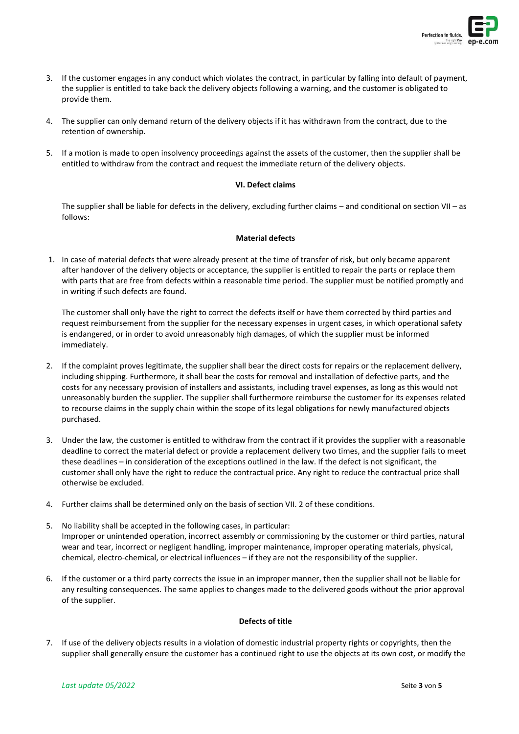3. If the customer engages in any conduct which violates the contract, in particular by falling into default of payment, the supplier is entitled to take back the delivery objects following a warning, and the customer is obligated to provide them.

4. The supplier can only demand return of the delivery objects if it has withdrawn from the contract, due to the retention of ownership.

5. If a motion is made to open insolvency proceedings against the assets of the customer, then the supplier shall be entitled to withdraw from the contract and request the immediate return of the delivery objects.

## VI. Defect claims

The supplier shall be liable for defects in the delivery, excluding further claims – and conditional on section VII – as follows:

### Material defects

1. In case of material defects that were already present at the time of transfer of risk, but only became apparent after handover of the delivery objects or acceptance, the supplier is entitled to repair the parts or replace them with parts that are free from defects within a reasonable time period. The supplier must be notified promptly and in writing if such defects are found.

   The customer shall only have the right to correct the defects itself or have them corrected by third parties and request reimbursement from the supplier for the necessary expenses in urgent cases, in which operational safety is endangered, or in order to avoid unreasonably high damages, of which the supplier must be informed immediately.

2. If the complaint proves legitimate, the supplier shall bear the direct costs for repairs or the replacement delivery, including shipping. Furthermore, it shall bear the costs for removal and installation of defective parts, and the costs for any necessary provision of installers and assistants, including travel expenses, as long as this would not unreasonably burden the supplier. The supplier shall furthermore reimburse the customer for its expenses related to recourse claims in the supply chain within the scope of its legal obligations for newly manufactured objects purchased.

3. Under the law, the customer is entitled to withdraw from the contract if it provides the supplier with a reasonable deadline to correct the material defect or provide a replacement delivery two times, and the supplier fails to meet these deadlines – in consideration of the exceptions outlined in the law. If the defect is not significant, the customer shall only have the right to reduce the contractual price. Any right to reduce the contractual price shall otherwise be excluded.

4. Further claims shall be determined only on the basis of section VII. 2 of these conditions.

5. No liability shall be accepted in the following cases, in particular:
   Improper or unintended operation, incorrect assembly or commissioning by the customer or third parties, natural wear and tear, incorrect or negligent handling, improper maintenance, improper operating materials, physical, chemical, electro-chemical, or electrical influences – if they are not the responsibility of the supplier.

6. If the customer or a third party corrects the issue in an improper manner, then the supplier shall not be liable for any resulting consequences. The same applies to changes made to the delivered goods without the prior approval of the supplier.

### Defects of title

7. If use of the delivery objects results in a violation of domestic industrial property rights or copyrights, then the supplier shall generally ensure the customer has a continued right to use the objects at its own cost, or modify the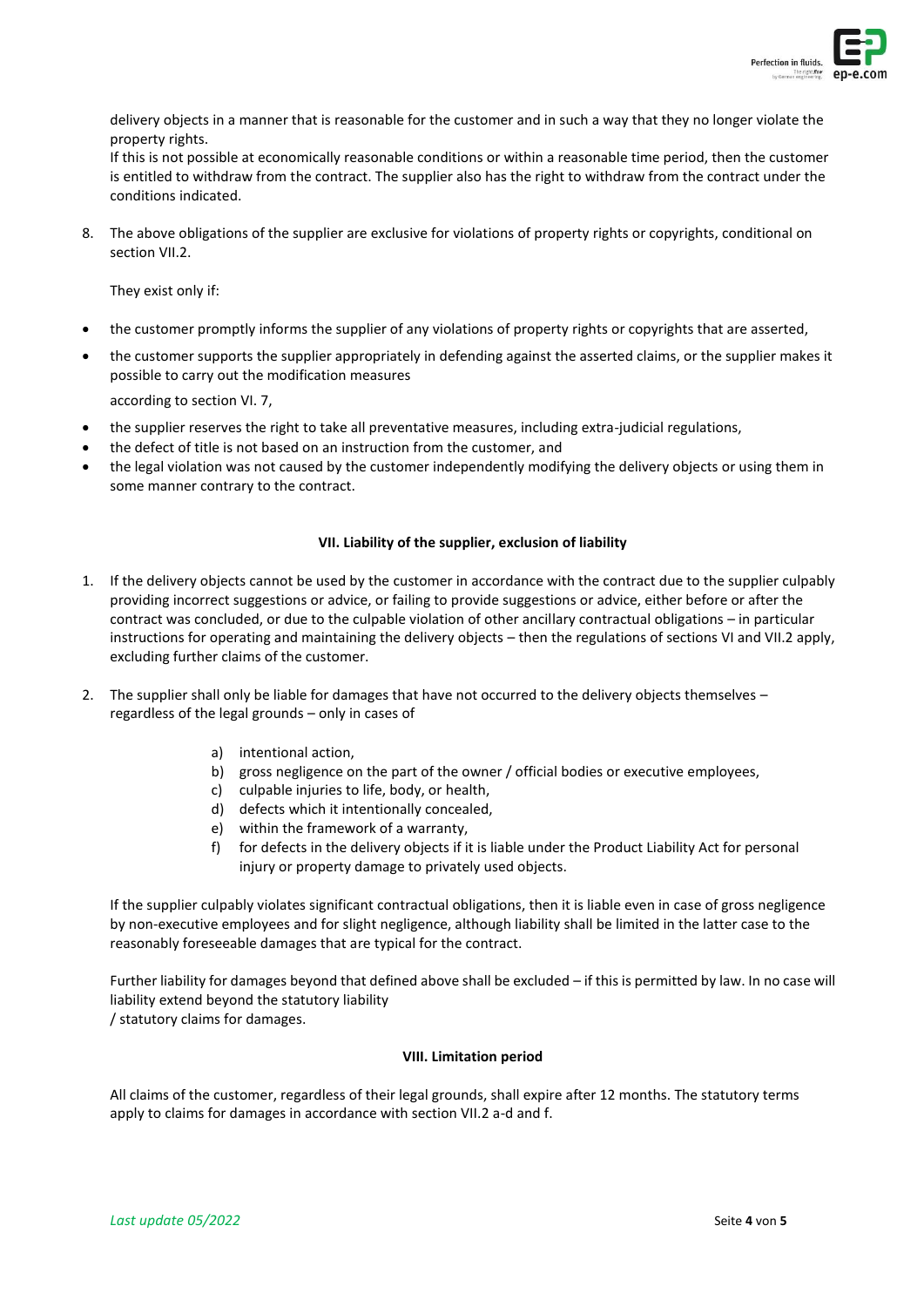delivery objects in a manner that is reasonable for the customer and in such a way that they no longer violate the property rights.
If this is not possible at economically reasonable conditions or within a reasonable time period, then the customer is entitled to withdraw from the contract. The supplier also has the right to withdraw from the contract under the conditions indicated.

8. The above obligations of the supplier are exclusive for violations of property rights or copyrights, conditional on section VII.2.

   They exist only if:

- the customer promptly informs the supplier of any violations of property rights or copyrights that are asserted,
- the customer supports the supplier appropriately in defending against the asserted claims, or the supplier makes it possible to carry out the modification measures

  according to section VI. 7,
- the supplier reserves the right to take all preventative measures, including extra-judicial regulations,
- the defect of title is not based on an instruction from the customer, and
- the legal violation was not caused by the customer independently modifying the delivery objects or using them in some manner contrary to the contract.

## VII. Liability of the supplier, exclusion of liability

1. If the delivery objects cannot be used by the customer in accordance with the contract due to the supplier culpably providing incorrect suggestions or advice, or failing to provide suggestions or advice, either before or after the contract was concluded, or due to the culpable violation of other ancillary contractual obligations – in particular instructions for operating and maintaining the delivery objects – then the regulations of sections VI and VII.2 apply, excluding further claims of the customer.

2. The supplier shall only be liable for damages that have not occurred to the delivery objects themselves – regardless of the legal grounds – only in cases of

   a) intentional action,
   b) gross negligence on the part of the owner / official bodies or executive employees,
   c) culpable injuries to life, body, or health,
   d) defects which it intentionally concealed,
   e) within the framework of a warranty,
   f) for defects in the delivery objects if it is liable under the Product Liability Act for personal injury or property damage to privately used objects.

   If the supplier culpably violates significant contractual obligations, then it is liable even in case of gross negligence by non-executive employees and for slight negligence, although liability shall be limited in the latter case to the reasonably foreseeable damages that are typical for the contract.

   Further liability for damages beyond that defined above shall be excluded – if this is permitted by law. In no case will liability extend beyond the statutory liability / statutory claims for damages.

## VIII. Limitation period

All claims of the customer, regardless of their legal grounds, shall expire after 12 months. The statutory terms apply to claims for damages in accordance with section VII.2 a-d and f.

*Last update 05/2022*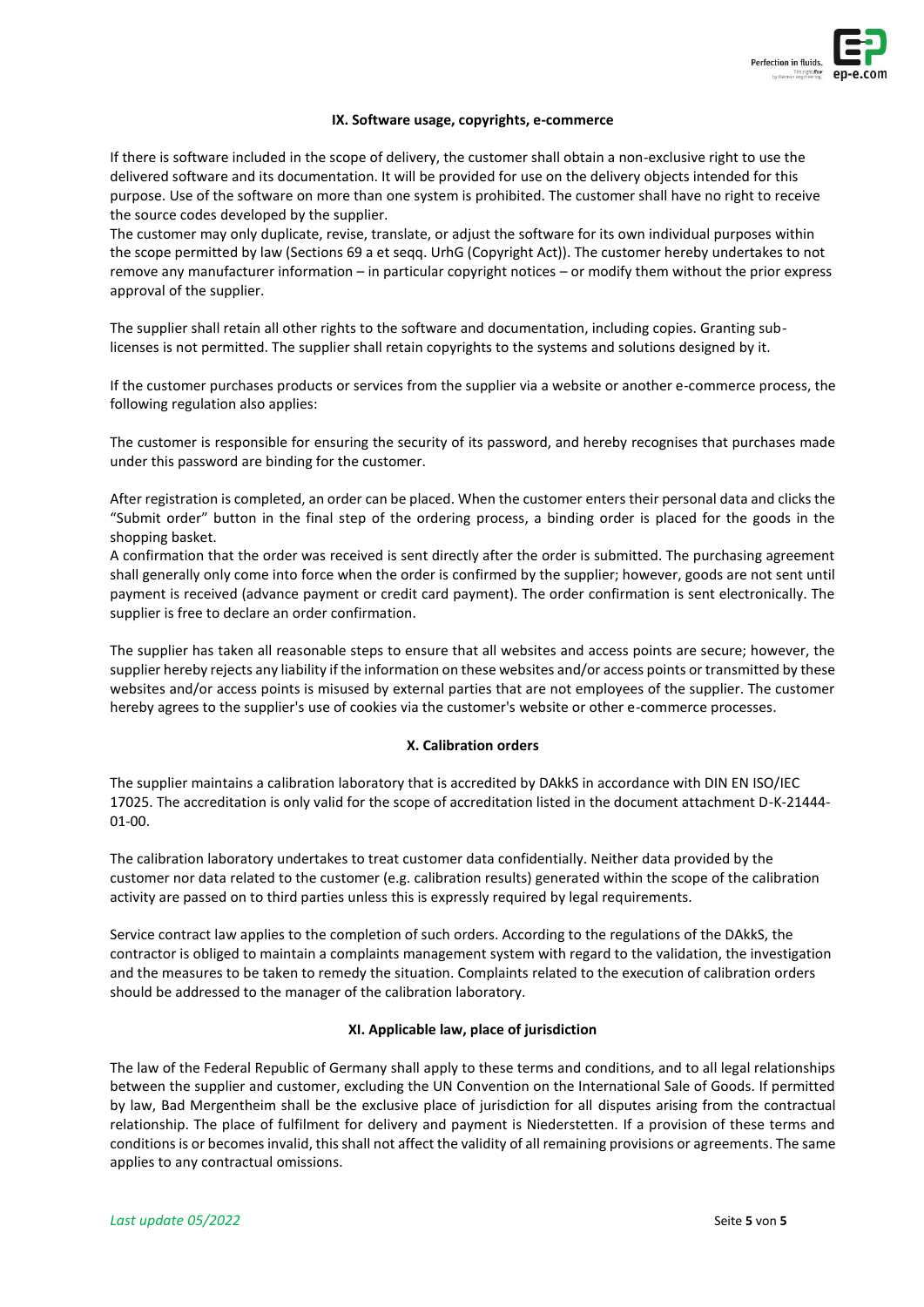## IX. Software usage, copyrights, e-commerce

If there is software included in the scope of delivery, the customer shall obtain a non-exclusive right to use the delivered software and its documentation. It will be provided for use on the delivery objects intended for this purpose. Use of the software on more than one system is prohibited. The customer shall have no right to receive the source codes developed by the supplier.
The customer may only duplicate, revise, translate, or adjust the software for its own individual purposes within the scope permitted by law (Sections 69 a et seqq. UrhG (Copyright Act)). The customer hereby undertakes to not remove any manufacturer information – in particular copyright notices – or modify them without the prior express approval of the supplier.

The supplier shall retain all other rights to the software and documentation, including copies. Granting sub-licenses is not permitted. The supplier shall retain copyrights to the systems and solutions designed by it.

If the customer purchases products or services from the supplier via a website or another e-commerce process, the following regulation also applies:

The customer is responsible for ensuring the security of its password, and hereby recognises that purchases made under this password are binding for the customer.

After registration is completed, an order can be placed. When the customer enters their personal data and clicks the "Submit order" button in the final step of the ordering process, a binding order is placed for the goods in the shopping basket.
A confirmation that the order was received is sent directly after the order is submitted. The purchasing agreement shall generally only come into force when the order is confirmed by the supplier; however, goods are not sent until payment is received (advance payment or credit card payment). The order confirmation is sent electronically. The supplier is free to declare an order confirmation.

The supplier has taken all reasonable steps to ensure that all websites and access points are secure; however, the supplier hereby rejects any liability if the information on these websites and/or access points or transmitted by these websites and/or access points is misused by external parties that are not employees of the supplier. The customer hereby agrees to the supplier's use of cookies via the customer's website or other e-commerce processes.

## X. Calibration orders

The supplier maintains a calibration laboratory that is accredited by DAkkS in accordance with DIN EN ISO/IEC 17025. The accreditation is only valid for the scope of accreditation listed in the document attachment D-K-21444-01-00.

The calibration laboratory undertakes to treat customer data confidentially. Neither data provided by the customer nor data related to the customer (e.g. calibration results) generated within the scope of the calibration activity are passed on to third parties unless this is expressly required by legal requirements.

Service contract law applies to the completion of such orders. According to the regulations of the DAkkS, the contractor is obliged to maintain a complaints management system with regard to the validation, the investigation and the measures to be taken to remedy the situation. Complaints related to the execution of calibration orders should be addressed to the manager of the calibration laboratory.

## XI. Applicable law, place of jurisdiction

The law of the Federal Republic of Germany shall apply to these terms and conditions, and to all legal relationships between the supplier and customer, excluding the UN Convention on the International Sale of Goods. If permitted by law, Bad Mergentheim shall be the exclusive place of jurisdiction for all disputes arising from the contractual relationship. The place of fulfilment for delivery and payment is Niederstetten. If a provision of these terms and conditions is or becomes invalid, this shall not affect the validity of all remaining provisions or agreements. The same applies to any contractual omissions.

*Last update 05/2022*